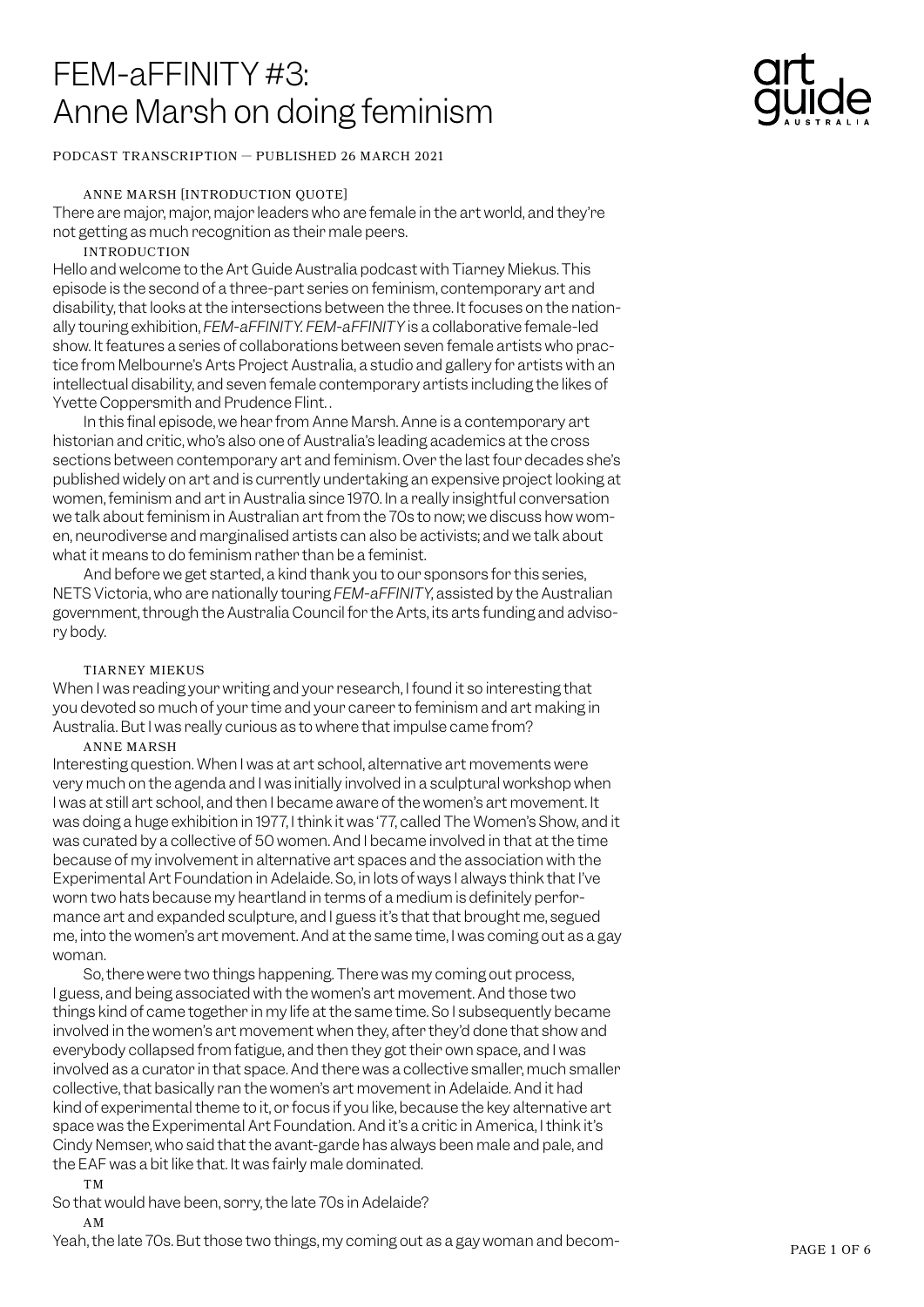# FEM-aFFINITY #3: Anne Marsh on doing feminism

PODCAST TRANSCRIPTION — PUBLISHED 26 MARCH 2021

ANNE MARSH [INTRODUCTION QUOTE]

There are major, major, major leaders who are female in the art world, and they're not getting as much recognition as their male peers.

INTRODUCTION

Hello and welcome to the Art Guide Australia podcast with Tiarney Miekus. This episode is the second of a three-part series on feminism, contemporary art and disability, that looks at the intersections between the three. It focuses on the nationally touring exhibition, *FEM-aFFINITY. FEM-aFFINITY* is a collaborative female-led show. It features a series of collaborations between seven female artists who practice from Melbourne's Arts Project Australia, a studio and gallery for artists with an intellectual disability, and seven female contemporary artists including the likes of Yvette Coppersmith and Prudence Flint. .

In this final episode, we hear from Anne Marsh. Anne is a contemporary art historian and critic, who's also one of Australia's leading academics at the cross sections between contemporary art and feminism. Over the last four decades she's published widely on art and is currently undertaking an expensive project looking at women, feminism and art in Australia since 1970. In a really insightful conversation we talk about feminism in Australian art from the 70s to now; we discuss how women, neurodiverse and marginalised artists can also be activists; and we talk about what it means to do feminism rather than be a feminist.

And before we get started, a kind thank you to our sponsors for this series, NETS Victoria, who are nationally touring *FEM-aFFINITY*, assisted by the Australian government, through the Australia Council for the Arts, its arts funding and advisory body.

TIARNEY MIEKUS

When I was reading your writing and your research, I found it so interesting that you devoted so much of your time and your career to feminism and art making in Australia. But I was really curious as to where that impulse came from?

ANNE MARSH

Interesting question. When I was at art school, alternative art movements were very much on the agenda and I was initially involved in a sculptural workshop when I was at still art school, and then I became aware of the women's art movement. It was doing a huge exhibition in 1977, I think it was '77, called The Women's Show, and it was curated by a collective of 50 women. And I became involved in that at the time because of my involvement in alternative art spaces and the association with the Experimental Art Foundation in Adelaide. So, in lots of ways I always think that I've worn two hats because my heartland in terms of a medium is definitely performance art and expanded sculpture, and I guess it's that that brought me, segued me, into the women's art movement. And at the same time, I was coming out as a gay woman.

So, there were two things happening. There was my coming out process, I guess, and being associated with the women's art movement. And those two things kind of came together in my life at the same time. So I subsequently became involved in the women's art movement when they, after they'd done that show and everybody collapsed from fatigue, and then they got their own space, and I was involved as a curator in that space. And there was a collective smaller, much smaller collective, that basically ran the women's art movement in Adelaide. And it had kind of experimental theme to it, or focus if you like, because the key alternative art space was the Experimental Art Foundation. And it's a critic in America, I think it's Cindy Nemser, who said that the avant-garde has always been male and pale, and the EAF was a bit like that. It was fairly male dominated.

TM

So that would have been, sorry, the late 70s in Adelaide?

AM

Yeah, the late 70s. But those two things, my coming out as a gay woman and becom-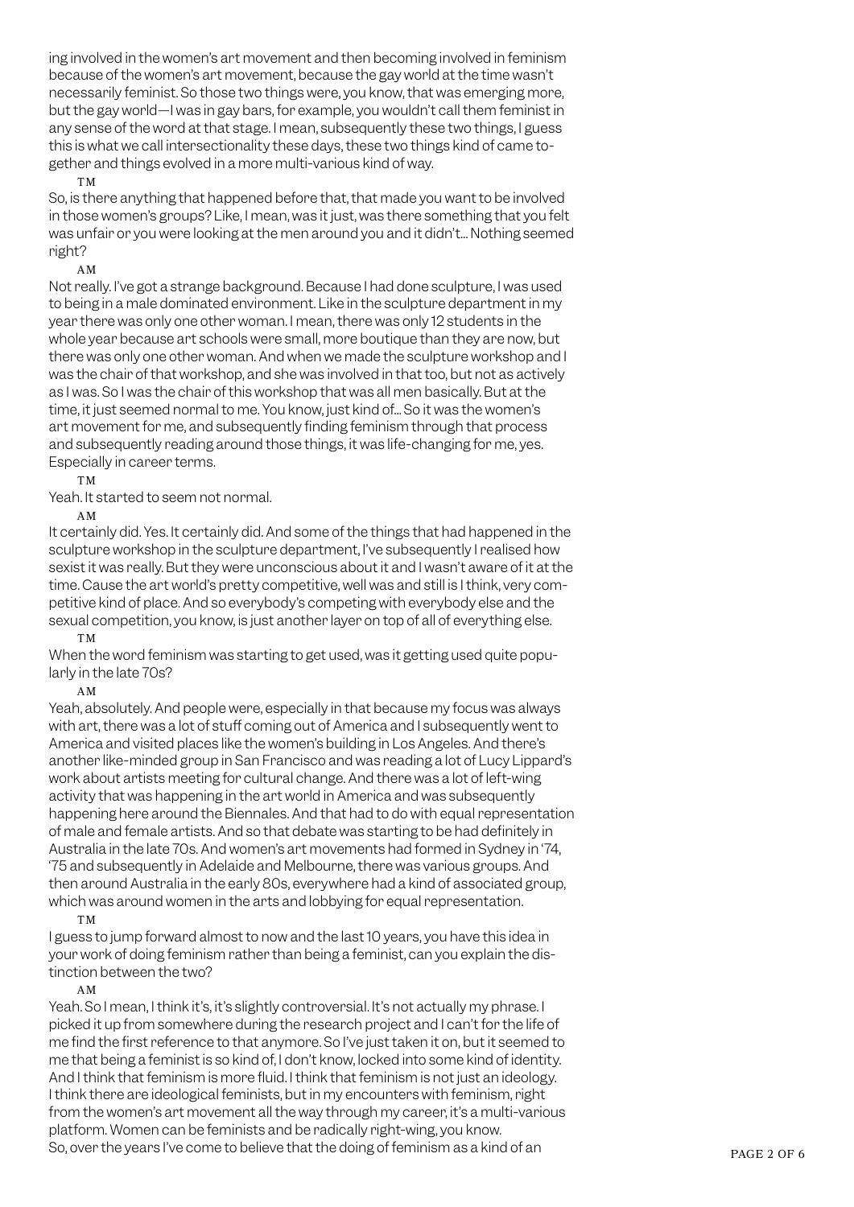ing involved in the women's art movement and then becoming involved in feminism because of the women's art movement, because the gay world at the time wasn't necessarily feminist. So those two things were, you know, that was emerging more, but the gay world—I was in gay bars, for example, you wouldn't call them feminist in any sense of the word at that stage. I mean, subsequently these two things, I guess this is what we call intersectionality these days, these two things kind of came together and things evolved in a more multi-various kind of way.

TM

So, is there anything that happened before that, that made you want to be involved in those women's groups? Like, I mean, was it just, was there something that you felt was unfair or you were looking at the men around you and it didn't... Nothing seemed right?

AM

Not really. I've got a strange background. Because I had done sculpture, I was used to being in a male dominated environment. Like in the sculpture department in my year there was only one other woman. I mean, there was only 12 students in the whole year because art schools were small, more boutique than they are now, but there was only one other woman. And when we made the sculpture workshop and I was the chair of that workshop, and she was involved in that too, but not as actively as I was. So I was the chair of this workshop that was all men basically. But at the time, it just seemed normal to me. You know, just kind of... So it was the women's art movement for me, and subsequently finding feminism through that process and subsequently reading around those things, it was life-changing for me, yes. Especially in career terms.

TM

Yeah. It started to seem not normal.

AM

It certainly did. Yes. It certainly did. And some of the things that had happened in the sculpture workshop in the sculpture department, I've subsequently I realised how sexist it was really. But they were unconscious about it and I wasn't aware of it at the time. Cause the art world's pretty competitive, well was and still is I think, very competitive kind of place. And so everybody's competing with everybody else and the sexual competition, you know, is just another layer on top of all of everything else.

TM

When the word feminism was starting to get used, was it getting used quite popularly in the late 70s?

AM

Yeah, absolutely. And people were, especially in that because my focus was always with art, there was a lot of stuff coming out of America and I subsequently went to America and visited places like the women's building in Los Angeles. And there's another like-minded group in San Francisco and was reading a lot of Lucy Lippard's work about artists meeting for cultural change. And there was a lot of left-wing activity that was happening in the art world in America and was subsequently happening here around the Biennales. And that had to do with equal representation of male and female artists. And so that debate was starting to be had definitely in Australia in the late 70s. And women's art movements had formed in Sydney in '74, '75 and subsequently in Adelaide and Melbourne, there was various groups. And then around Australia in the early 80s, everywhere had a kind of associated group, which was around women in the arts and lobbying for equal representation.

TM

I guess to jump forward almost to now and the last 10 years, you have this idea in your work of doing feminism rather than being a feminist, can you explain the distinction between the two?

AM

Yeah. So I mean, I think it's, it's slightly controversial. It's not actually my phrase. I picked it up from somewhere during the research project and I can't for the life of me find the first reference to that anymore. So I've just taken it on, but it seemed to me that being a feminist is so kind of, I don't know, locked into some kind of identity. And I think that feminism is more fluid. I think that feminism is not just an ideology. I think there are ideological feminists, but in my encounters with feminism, right from the women's art movement all the way through my career, it's a multi-various platform. Women can be feminists and be radically right-wing, you know. So, over the years I've come to believe that the doing of feminism as a kind of an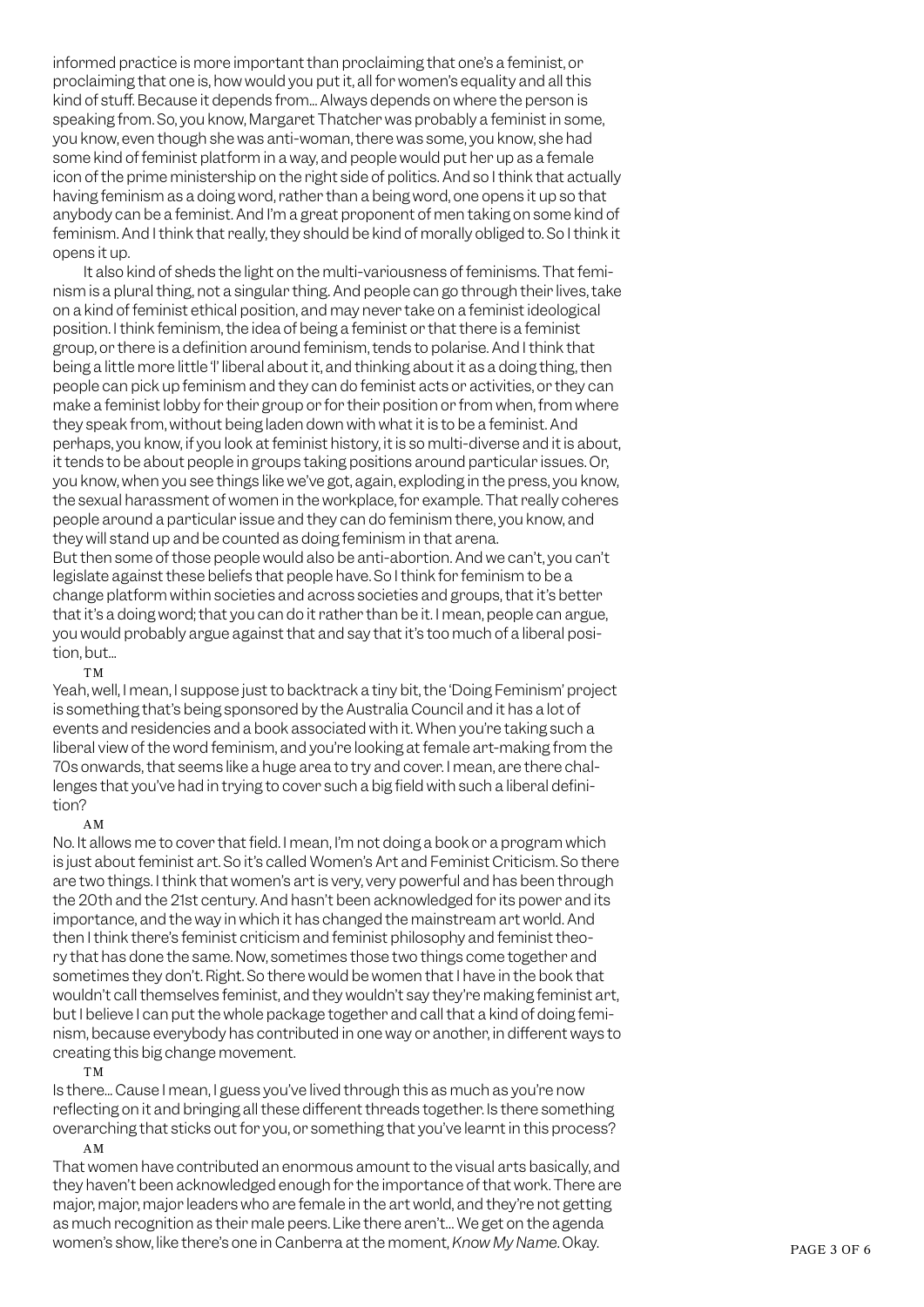informed practice is more important than proclaiming that one's a feminist, or proclaiming that one is, how would you put it, all for women's equality and all this kind of stuff. Because it depends from... Always depends on where the person is speaking from. So, you know, Margaret Thatcher was probably a feminist in some, you know, even though she was anti-woman, there was some, you know, she had some kind of feminist platform in a way, and people would put her up as a female icon of the prime ministership on the right side of politics. And so I think that actually having feminism as a doing word, rather than a being word, one opens it up so that anybody can be a feminist. And I'm a great proponent of men taking on some kind of feminism. And I think that really, they should be kind of morally obliged to. So I think it opens it up.

It also kind of sheds the light on the multi-variousness of feminisms. That feminism is a plural thing, not a singular thing. And people can go through their lives, take on a kind of feminist ethical position, and may never take on a feminist ideological position. I think feminism, the idea of being a feminist or that there is a feminist group, or there is a definition around feminism, tends to polarise. And I think that being a little more little 'l' liberal about it, and thinking about it as a doing thing, then people can pick up feminism and they can do feminist acts or activities, or they can make a feminist lobby for their group or for their position or from when, from where they speak from, without being laden down with what it is to be a feminist. And perhaps, you know, if you look at feminist history, it is so multi-diverse and it is about, it tends to be about people in groups taking positions around particular issues. Or, you know, when you see things like we've got, again, exploding in the press, you know, the sexual harassment of women in the workplace, for example. That really coheres people around a particular issue and they can do feminism there, you know, and they will stand up and be counted as doing feminism in that arena.
But then some of those people would also be anti-abortion. And we can't, you can't legislate against these beliefs that people have. So I think for feminism to be a change platform within societies and across societies and groups, that it's better that it's a doing word; that you can do it rather than be it. I mean, people can argue, you would probably argue against that and say that it's too much of a liberal position, but...

TM

Yeah, well, I mean, I suppose just to backtrack a tiny bit, the 'Doing Feminism' project is something that's being sponsored by the Australia Council and it has a lot of events and residencies and a book associated with it. When you're taking such a liberal view of the word feminism, and you're looking at female art-making from the 70s onwards, that seems like a huge area to try and cover. I mean, are there challenges that you've had in trying to cover such a big field with such a liberal definition?

AM

No. It allows me to cover that field. I mean, I'm not doing a book or a program which is just about feminist art. So it's called Women's Art and Feminist Criticism. So there are two things. I think that women's art is very, very powerful and has been through the 20th and the 21st century. And hasn't been acknowledged for its power and its importance, and the way in which it has changed the mainstream art world. And then I think there's feminist criticism and feminist philosophy and feminist theory that has done the same. Now, sometimes those two things come together and sometimes they don't. Right. So there would be women that I have in the book that wouldn't call themselves feminist, and they wouldn't say they're making feminist art, but I believe I can put the whole package together and call that a kind of doing feminism, because everybody has contributed in one way or another, in different ways to creating this big change movement.

TM

Is there... Cause I mean, I guess you've lived through this as much as you're now reflecting on it and bringing all these different threads together. Is there something overarching that sticks out for you, or something that you've learnt in this process?

AM

That women have contributed an enormous amount to the visual arts basically, and they haven't been acknowledged enough for the importance of that work. There are major, major, major leaders who are female in the art world, and they're not getting as much recognition as their male peers. Like there aren't... We get on the agenda women's show, like there's one in Canberra at the moment, *Know My Name*. Okay.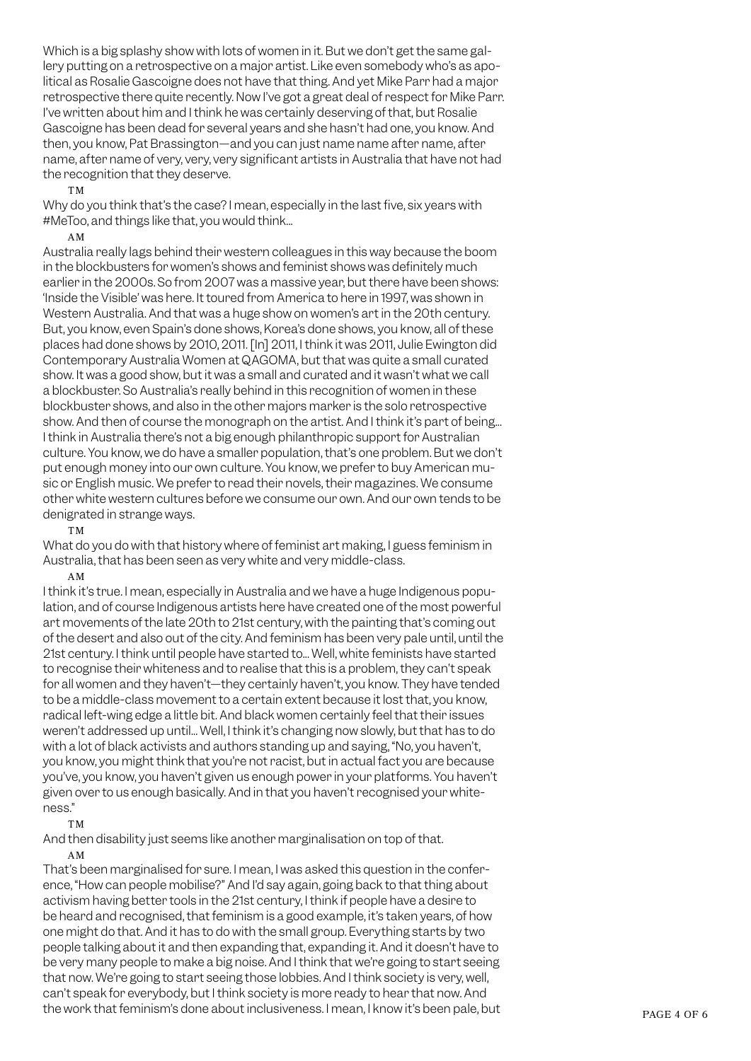Which is a big splashy show with lots of women in it. But we don't get the same gallery putting on a retrospective on a major artist. Like even somebody who's as apolitical as Rosalie Gascoigne does not have that thing. And yet Mike Parr had a major retrospective there quite recently. Now I've got a great deal of respect for Mike Parr. I've written about him and I think he was certainly deserving of that, but Rosalie Gascoigne has been dead for several years and she hasn't had one, you know. And then, you know, Pat Brassington—and you can just name name after name, after name, after name of very, very, very significant artists in Australia that have not had the recognition that they deserve.

TM

Why do you think that's the case? I mean, especially in the last five, six years with #MeToo, and things like that, you would think…

AM

Australia really lags behind their western colleagues in this way because the boom in the blockbusters for women's shows and feminist shows was definitely much earlier in the 2000s. So from 2007 was a massive year, but there have been shows: 'Inside the Visible' was here. It toured from America to here in 1997, was shown in Western Australia. And that was a huge show on women's art in the 20th century. But, you know, even Spain's done shows, Korea's done shows, you know, all of these places had done shows by 2010, 2011. [In] 2011, I think it was 2011, Julie Ewington did Contemporary Australia Women at QAGOMA, but that was quite a small curated show. It was a good show, but it was a small and curated and it wasn't what we call a blockbuster. So Australia's really behind in this recognition of women in these blockbuster shows, and also in the other majors marker is the solo retrospective show. And then of course the monograph on the artist. And I think it's part of being… I think in Australia there's not a big enough philanthropic support for Australian culture. You know, we do have a smaller population, that's one problem. But we don't put enough money into our own culture. You know, we prefer to buy American music or English music. We prefer to read their novels, their magazines. We consume other white western cultures before we consume our own. And our own tends to be denigrated in strange ways.

TM

What do you do with that history where of feminist art making, I guess feminism in Australia, that has been seen as very white and very middle-class.

AM

I think it's true. I mean, especially in Australia and we have a huge Indigenous population, and of course Indigenous artists here have created one of the most powerful art movements of the late 20th to 21st century, with the painting that's coming out of the desert and also out of the city. And feminism has been very pale until, until the 21st century. I think until people have started to… Well, white feminists have started to recognise their whiteness and to realise that this is a problem, they can't speak for all women and they haven't—they certainly haven't, you know. They have tended to be a middle-class movement to a certain extent because it lost that, you know, radical left-wing edge a little bit. And black women certainly feel that their issues weren't addressed up until… Well, I think it's changing now slowly, but that has to do with a lot of black activists and authors standing up and saying, "No, you haven't, you know, you might think that you're not racist, but in actual fact you are because you've, you know, you haven't given us enough power in your platforms. You haven't given over to us enough basically. And in that you haven't recognised your whiteness."

TM

And then disability just seems like another marginalisation on top of that.

AM

That's been marginalised for sure. I mean, I was asked this question in the conference, "How can people mobilise?" And I'd say again, going back to that thing about activism having better tools in the 21st century, I think if people have a desire to be heard and recognised, that feminism is a good example, it's taken years, of how one might do that. And it has to do with the small group. Everything starts by two people talking about it and then expanding that, expanding it. And it doesn't have to be very many people to make a big noise. And I think that we're going to start seeing that now. We're going to start seeing those lobbies. And I think society is very, well, can't speak for everybody, but I think society is more ready to hear that now. And the work that feminism's done about inclusiveness. I mean, I know it's been pale, but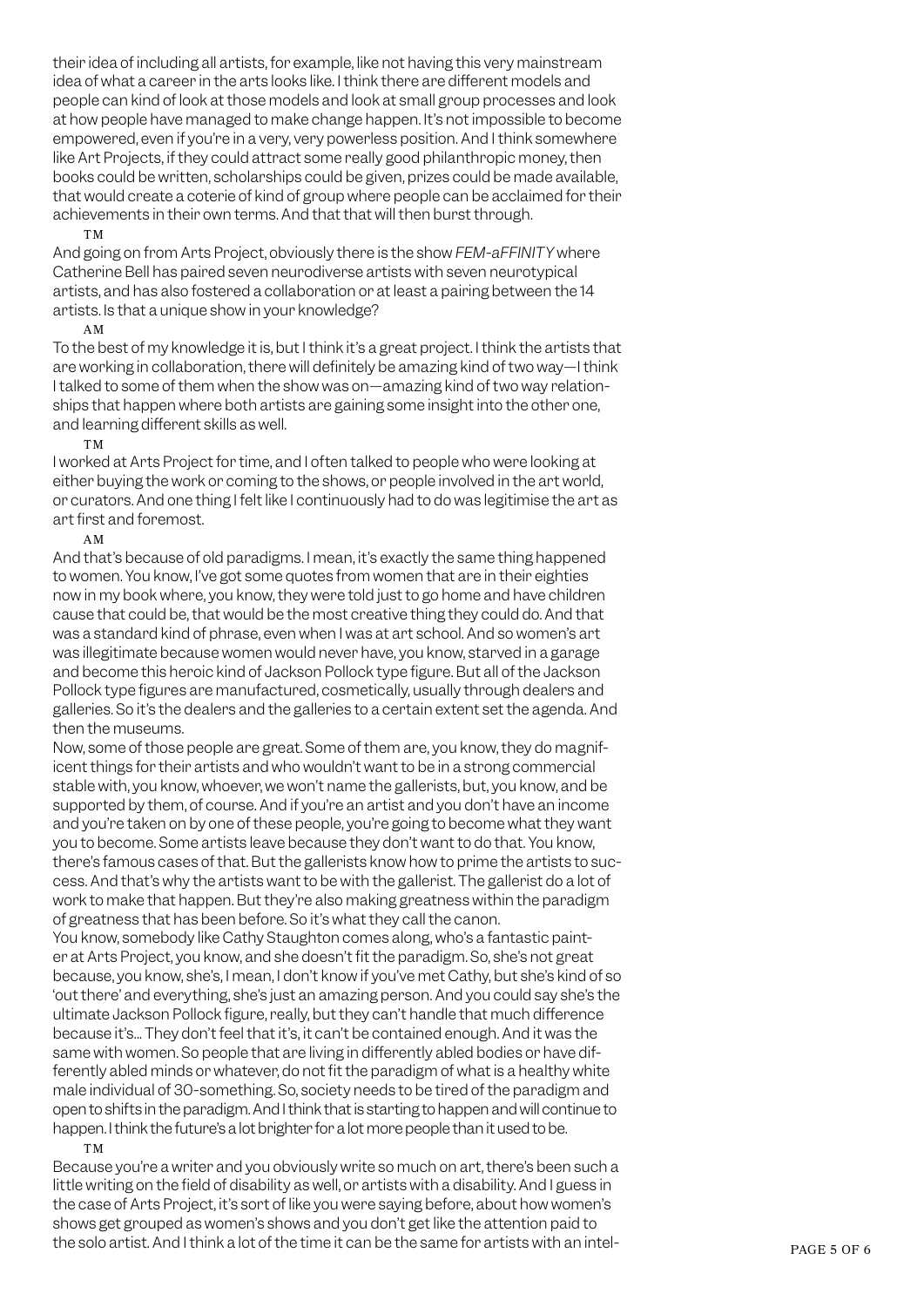their idea of including all artists, for example, like not having this very mainstream idea of what a career in the arts looks like. I think there are different models and people can kind of look at those models and look at small group processes and look at how people have managed to make change happen. It's not impossible to become empowered, even if you're in a very, very powerless position. And I think somewhere like Art Projects, if they could attract some really good philanthropic money, then books could be written, scholarships could be given, prizes could be made available, that would create a coterie of kind of group where people can be acclaimed for their achievements in their own terms. And that that will then burst through.

TM

And going on from Arts Project, obviously there is the show *FEM-aFFINITY* where Catherine Bell has paired seven neurodiverse artists with seven neurotypical artists, and has also fostered a collaboration or at least a pairing between the 14 artists. Is that a unique show in your knowledge?

AM

To the best of my knowledge it is, but I think it's a great project. I think the artists that are working in collaboration, there will definitely be amazing kind of two way—I think I talked to some of them when the show was on—amazing kind of two way relationships that happen where both artists are gaining some insight into the other one, and learning different skills as well.

TM

I worked at Arts Project for time, and I often talked to people who were looking at either buying the work or coming to the shows, or people involved in the art world, or curators. And one thing I felt like I continuously had to do was legitimise the art as art first and foremost.

AM

And that's because of old paradigms. I mean, it's exactly the same thing happened to women. You know, I've got some quotes from women that are in their eighties now in my book where, you know, they were told just to go home and have children cause that could be, that would be the most creative thing they could do. And that was a standard kind of phrase, even when I was at art school. And so women's art was illegitimate because women would never have, you know, starved in a garage and become this heroic kind of Jackson Pollock type figure. But all of the Jackson Pollock type figures are manufactured, cosmetically, usually through dealers and galleries. So it's the dealers and the galleries to a certain extent set the agenda. And then the museums.

Now, some of those people are great. Some of them are, you know, they do magnificent things for their artists and who wouldn't want to be in a strong commercial stable with, you know, whoever, we won't name the gallerists, but, you know, and be supported by them, of course. And if you're an artist and you don't have an income and you're taken on by one of these people, you're going to become what they want you to become. Some artists leave because they don't want to do that. You know, there's famous cases of that. But the gallerists know how to prime the artists to success. And that's why the artists want to be with the gallerist. The gallerist do a lot of work to make that happen. But they're also making greatness within the paradigm of greatness that has been before. So it's what they call the canon.

You know, somebody like Cathy Staughton comes along, who's a fantastic painter at Arts Project, you know, and she doesn't fit the paradigm. So, she's not great because, you know, she's, I mean, I don't know if you've met Cathy, but she's kind of so 'out there' and everything, she's just an amazing person. And you could say she's the ultimate Jackson Pollock figure, really, but they can't handle that much difference because it's… They don't feel that it's, it can't be contained enough. And it was the same with women. So people that are living in differently abled bodies or have differently abled minds or whatever, do not fit the paradigm of what is a healthy white male individual of 30-something. So, society needs to be tired of the paradigm and open to shifts in the paradigm. And I think that is starting to happen and will continue to happen. I think the future's a lot brighter for a lot more people than it used to be.

TM

Because you're a writer and you obviously write so much on art, there's been such a little writing on the field of disability as well, or artists with a disability. And I guess in the case of Arts Project, it's sort of like you were saying before, about how women's shows get grouped as women's shows and you don't get like the attention paid to the solo artist. And I think a lot of the time it can be the same for artists with an intel-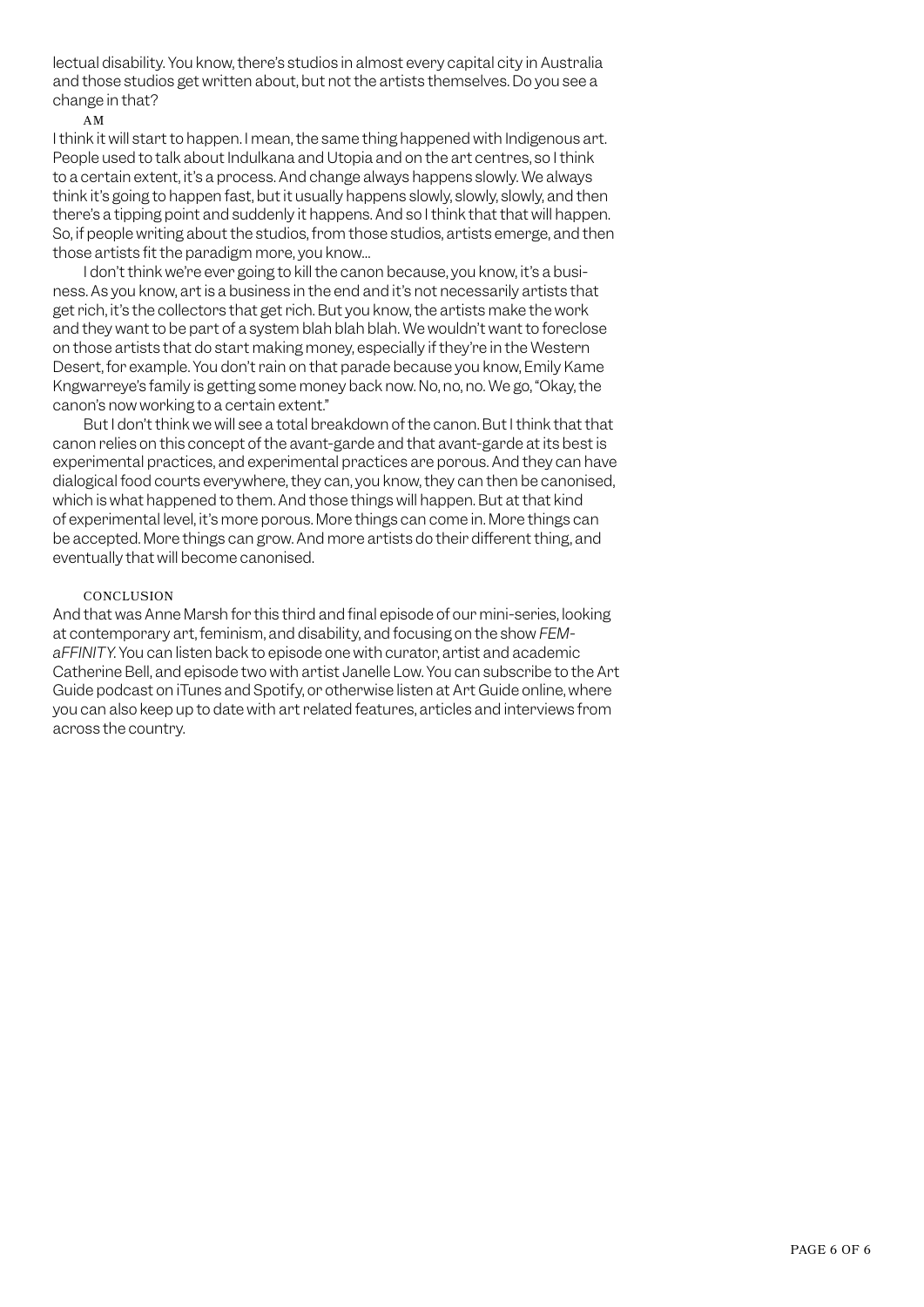lectual disability. You know, there's studios in almost every capital city in Australia and those studios get written about, but not the artists themselves. Do you see a change in that?

AM

I think it will start to happen. I mean, the same thing happened with Indigenous art. People used to talk about Indulkana and Utopia and on the art centres, so I think to a certain extent, it's a process. And change always happens slowly. We always think it's going to happen fast, but it usually happens slowly, slowly, slowly, and then there's a tipping point and suddenly it happens. And so I think that that will happen. So, if people writing about the studios, from those studios, artists emerge, and then those artists fit the paradigm more, you know...

I don't think we're ever going to kill the canon because, you know, it's a business. As you know, art is a business in the end and it's not necessarily artists that get rich, it's the collectors that get rich. But you know, the artists make the work and they want to be part of a system blah blah blah. We wouldn't want to foreclose on those artists that do start making money, especially if they're in the Western Desert, for example. You don't rain on that parade because you know, Emily Kame Kngwarreye's family is getting some money back now. No, no, no. We go, "Okay, the canon's now working to a certain extent."

But I don't think we will see a total breakdown of the canon. But I think that that canon relies on this concept of the avant-garde and that avant-garde at its best is experimental practices, and experimental practices are porous. And they can have dialogical food courts everywhere, they can, you know, they can then be canonised, which is what happened to them. And those things will happen. But at that kind of experimental level, it's more porous. More things can come in. More things can be accepted. More things can grow. And more artists do their different thing, and eventually that will become canonised.

CONCLUSION

And that was Anne Marsh for this third and final episode of our mini-series, looking at contemporary art, feminism, and disability, and focusing on the show *FEM-aFFINITY*. You can listen back to episode one with curator, artist and academic Catherine Bell, and episode two with artist Janelle Low. You can subscribe to the Art Guide podcast on iTunes and Spotify, or otherwise listen at Art Guide online, where you can also keep up to date with art related features, articles and interviews from across the country.